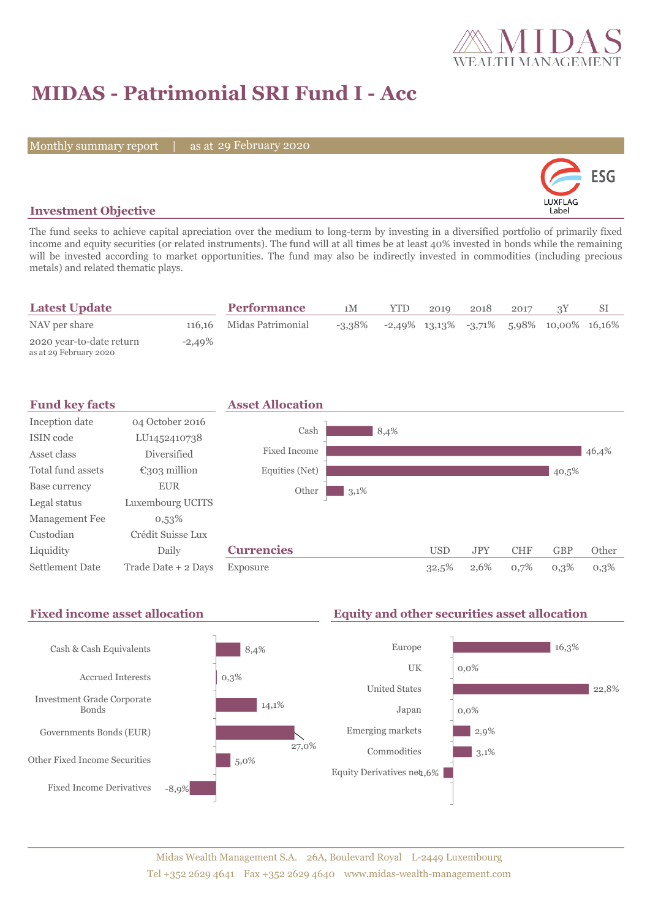# MIDAS - Patrimonial SRI Fund I - Acc

Monthly summary report | as at 29 February 2020

## Investment Objective

The fund seeks to achieve capital apreciation over the medium to long-term by investing in a diversified portfolio of primarily fixed income and equity securities (or related instruments). The fund will at all times be at least 40% invested in bonds while the remaining will be invested according to market opportunities. The fund may also be indirectly invested in commodities (including precious metals) and related thematic plays.

## Latest Update

| | |
|---|---|
| NAV per share | 116,16 |
| 2020 year-to-date return (as at 29 February 2020) | -2,49% |

## Performance

| | 1M | YTD | 2019 | 2018 | 2017 | 3Y | SI |
|---|---|---|---|---|---|---|---|
| Midas Patrimonial | -3,38% | -2,49% | 13,13% | -3,71% | 5,98% | 10,00% | 16,16% |

## Fund key facts

| | |
|---|---|
| Inception date | 04 October 2016 |
| ISIN code | LU1452410738 |
| Asset class | Diversified |
| Total fund assets | €303 million |
| Base currency | EUR |
| Legal status | Luxembourg UCITS |
| Management Fee | 0,53% |
| Custodian | Crédit Suisse Lux |
| Liquidity | Daily |
| Settlement Date | Trade Date + 2 Days |

## Asset Allocation

| | |
|---|---|
| Cash | 8,4% |
| Fixed Income | 46,4% |
| Equities (Net) | 40,5% |
| Other | 3,1% |

## Currencies

| | USD | JPY | CHF | GBP | Other |
|---|---|---|---|---|---|
| Exposure | 32,5% | 2,6% | 0,7% | 0,3% | 0,3% |

## Fixed income asset allocation

| | |
|---|---|
| Cash & Cash Equivalents | 8,4% |
| Accrued Interests | 0,3% |
| Investment Grade Corporate Bonds | 14,1% |
| Governments Bonds (EUR) | 27,0% |
| Other Fixed Income Securities | 5,0% |
| Fixed Income Derivatives | -8,9% |

## Equity and other securities asset allocation

| | |
|---|---|
| Europe | 16,3% |
| UK | 0,0% |
| United States | 22,8% |
| Japan | 0,0% |
| Emerging markets | 2,9% |
| Commodities | 3,1% |
| Equity Derivatives net | -1,6% |

Midas Wealth Management S.A. 26A, Boulevard Royal L-2449 Luxembourg
Tel +352 2629 4641 Fax +352 2629 4640 www.midas-wealth-management.com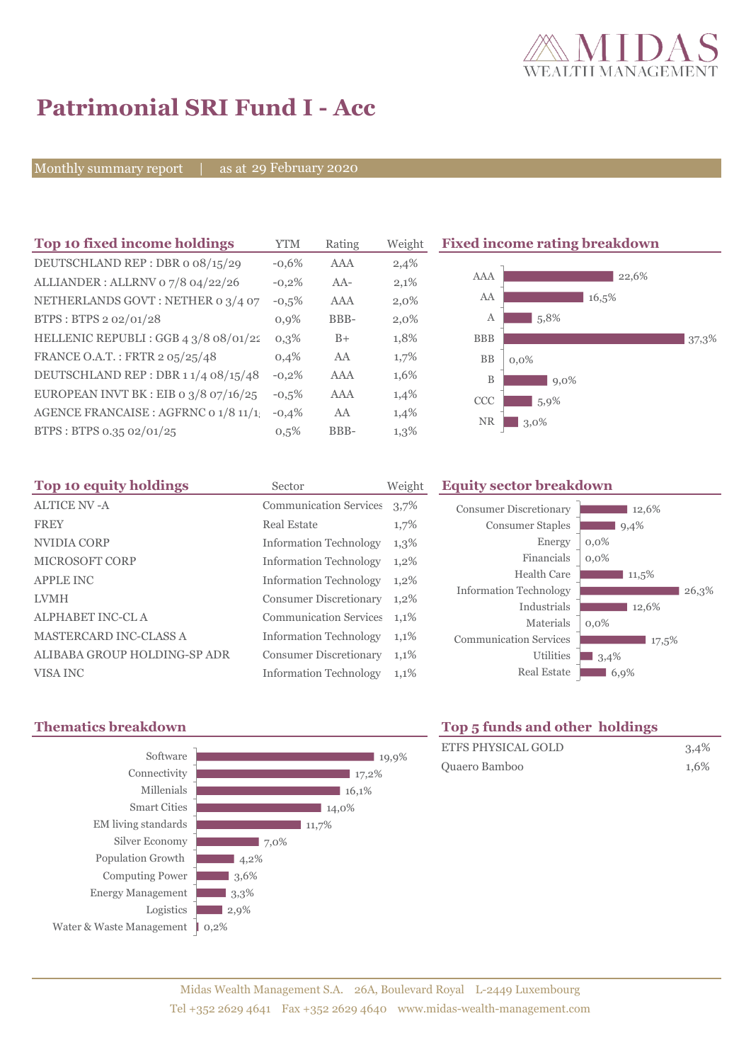# Patrimonial SRI Fund I - Acc

Monthly summary report | as at 29 February 2020

## Top 10 fixed income holdings

| Top 10 fixed income holdings | YTM | Rating | Weight |
|---|---|---|---|
| DEUTSCHLAND REP : DBR 0 08/15/29 | -0,6% | AAA | 2,4% |
| ALLIANDER : ALLRNV 0 7/8 04/22/26 | -0,2% | AA- | 2,1% |
| NETHERLANDS GOVT : NETHER 0 3/4 07 | -0,5% | AAA | 2,0% |
| BTPS : BTPS 2 02/01/28 | 0,9% | BBB- | 2,0% |
| HELLENIC REPUBLI : GGB 4 3/8 08/01/22 | 0,3% | B+ | 1,8% |
| FRANCE O.A.T. : FRTR 2 05/25/48 | 0,4% | AA | 1,7% |
| DEUTSCHLAND REP : DBR 1 1/4 08/15/48 | -0,2% | AAA | 1,6% |
| EUROPEAN INVT BK : EIB 0 3/8 07/16/25 | -0,5% | AAA | 1,4% |
| AGENCE FRANCAISE : AGFRNC 0 1/8 11/1 | -0,4% | AA | 1,4% |
| BTPS : BTPS 0.35 02/01/25 | 0,5% | BBB- | 1,3% |

## Fixed income rating breakdown

| Rating | Weight |
|---|---|
| AAA | 22,6% |
| AA | 16,5% |
| A | 5,8% |
| BBB | 37,3% |
| BB | 0,0% |
| B | 9,0% |
| CCC | 5,9% |
| NR | 3,0% |

## Top 10 equity holdings

| Top 10 equity holdings | Sector | Weight |
|---|---|---|
| ALTICE NV -A | Communication Services | 3,7% |
| FREY | Real Estate | 1,7% |
| NVIDIA CORP | Information Technology | 1,3% |
| MICROSOFT CORP | Information Technology | 1,2% |
| APPLE INC | Information Technology | 1,2% |
| LVMH | Consumer Discretionary | 1,2% |
| ALPHABET INC-CL A | Communication Services | 1,1% |
| MASTERCARD INC-CLASS A | Information Technology | 1,1% |
| ALIBABA GROUP HOLDING-SP ADR | Consumer Discretionary | 1,1% |
| VISA INC | Information Technology | 1,1% |

## Equity sector breakdown

| Sector | Weight |
|---|---|
| Consumer Discretionary | 12,6% |
| Consumer Staples | 9,4% |
| Energy | 0,0% |
| Financials | 0,0% |
| Health Care | 11,5% |
| Information Technology | 26,3% |
| Industrials | 12,6% |
| Materials | 0,0% |
| Communication Services | 17,5% |
| Utilities | 3,4% |
| Real Estate | 6,9% |

## Thematics breakdown

| Thematic | Weight |
|---|---|
| Software | 19,9% |
| Connectivity | 17,2% |
| Millenials | 16,1% |
| Smart Cities | 14,0% |
| EM living standards | 11,7% |
| Silver Economy | 7,0% |
| Population Growth | 4,2% |
| Computing Power | 3,6% |
| Energy Management | 3,3% |
| Logistics | 2,9% |
| Water & Waste Management | 0,2% |

## Top 5 funds and other holdings

| Holding | Weight |
|---|---|
| ETFS PHYSICAL GOLD | 3,4% |
| Quaero Bamboo | 1,6% |

Midas Wealth Management S.A. 26A, Boulevard Royal L-2449 Luxembourg
Tel +352 2629 4641 Fax +352 2629 4640 www.midas-wealth-management.com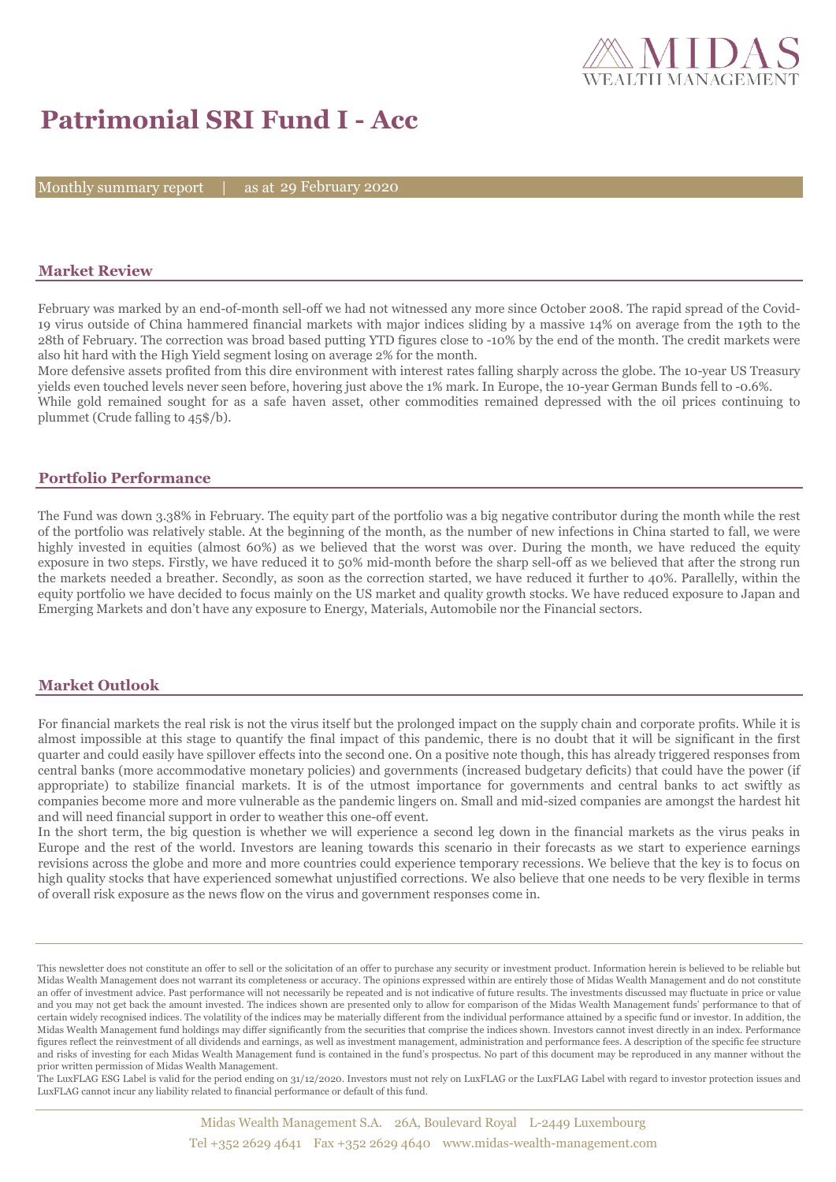# Patrimonial SRI Fund I - Acc

Monthly summary report | as at 29 February 2020

## Market Review

February was marked by an end-of-month sell-off we had not witnessed any more since October 2008. The rapid spread of the Covid-19 virus outside of China hammered financial markets with major indices sliding by a massive 14% on average from the 19th to the 28th of February. The correction was broad based putting YTD figures close to -10% by the end of the month. The credit markets were also hit hard with the High Yield segment losing on average 2% for the month.

More defensive assets profited from this dire environment with interest rates falling sharply across the globe. The 10-year US Treasury yields even touched levels never seen before, hovering just above the 1% mark. In Europe, the 10-year German Bunds fell to -0.6%.

While gold remained sought for as a safe haven asset, other commodities remained depressed with the oil prices continuing to plummet (Crude falling to 45$/b).

## Portfolio Performance

The Fund was down 3.38% in February. The equity part of the portfolio was a big negative contributor during the month while the rest of the portfolio was relatively stable. At the beginning of the month, as the number of new infections in China started to fall, we were highly invested in equities (almost 60%) as we believed that the worst was over. During the month, we have reduced the equity exposure in two steps. Firstly, we have reduced it to 50% mid-month before the sharp sell-off as we believed that after the strong run the markets needed a breather. Secondly, as soon as the correction started, we have reduced it further to 40%. Parallelly, within the equity portfolio we have decided to focus mainly on the US market and quality growth stocks. We have reduced exposure to Japan and Emerging Markets and don't have any exposure to Energy, Materials, Automobile nor the Financial sectors.

## Market Outlook

For financial markets the real risk is not the virus itself but the prolonged impact on the supply chain and corporate profits. While it is almost impossible at this stage to quantify the final impact of this pandemic, there is no doubt that it will be significant in the first quarter and could easily have spillover effects into the second one. On a positive note though, this has already triggered responses from central banks (more accommodative monetary policies) and governments (increased budgetary deficits) that could have the power (if appropriate) to stabilize financial markets. It is of the utmost importance for governments and central banks to act swiftly as companies become more and more vulnerable as the pandemic lingers on. Small and mid-sized companies are amongst the hardest hit and will need financial support in order to weather this one-off event.

In the short term, the big question is whether we will experience a second leg down in the financial markets as the virus peaks in Europe and the rest of the world. Investors are leaning towards this scenario in their forecasts as we start to experience earnings revisions across the globe and more and more countries could experience temporary recessions. We believe that the key is to focus on high quality stocks that have experienced somewhat unjustified corrections. We also believe that one needs to be very flexible in terms of overall risk exposure as the news flow on the virus and government responses come in.

---

This newsletter does not constitute an offer to sell or the solicitation of an offer to purchase any security or investment product. Information herein is believed to be reliable but Midas Wealth Management does not warrant its completeness or accuracy. The opinions expressed within are entirely those of Midas Wealth Management and do not constitute an offer of investment advice. Past performance will not necessarily be repeated and is not indicative of future results. The investments discussed may fluctuate in price or value and you may not get back the amount invested. The indices shown are presented only to allow for comparison of the Midas Wealth Management funds' performance to that of certain widely recognised indices. The volatility of the indices may be materially different from the individual performance attained by a specific fund or investor. In addition, the Midas Wealth Management fund holdings may differ significantly from the securities that comprise the indices shown. Investors cannot invest directly in an index. Performance figures reflect the reinvestment of all dividends and earnings, as well as investment management, administration and performance fees. A description of the specific fee structure and risks of investing for each Midas Wealth Management fund is contained in the fund's prospectus. No part of this document may be reproduced in any manner without the prior written permission of Midas Wealth Management.

The LuxFLAG ESG Label is valid for the period ending on 31/12/2020. Investors must not rely on LuxFLAG or the LuxFLAG Label with regard to investor protection issues and LuxFLAG cannot incur any liability related to financial performance or default of this fund.

Midas Wealth Management S.A. 26A, Boulevard Royal L-2449 Luxembourg

Tel +352 2629 4641 Fax +352 2629 4640 www.midas-wealth-management.com